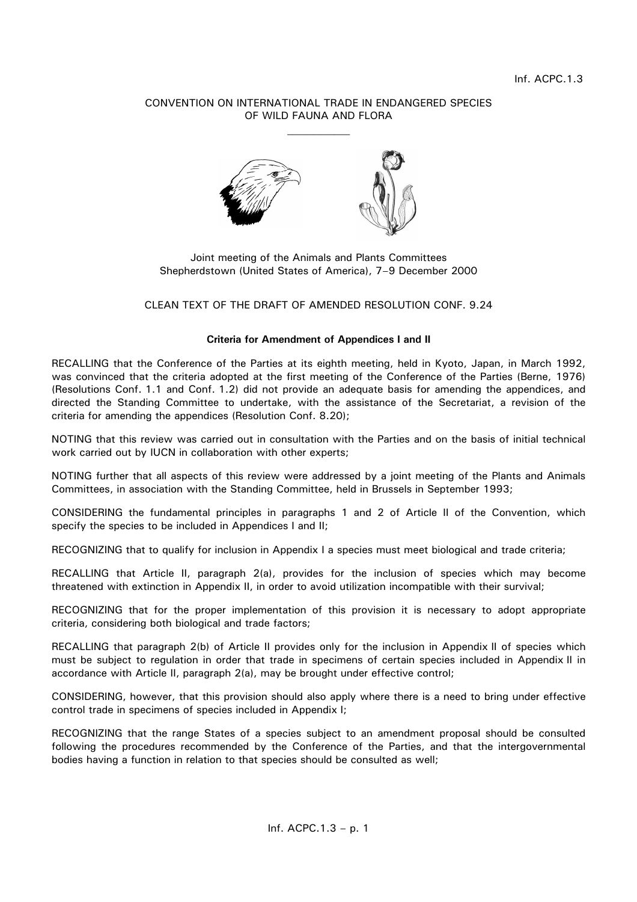Inf. ACPC.1.3

CONVENTION ON INTERNATIONAL TRADE IN ENDANGERED SPECIES
OF WILD FAUNA AND FLORA

---

Joint meeting of the Animals and Plants Committees
Shepherdstown (United States of America), 7–9 December 2000

CLEAN TEXT OF THE DRAFT OF AMENDED RESOLUTION CONF. 9.24

## Criteria for Amendment of Appendices I and II

RECALLING that the Conference of the Parties at its eighth meeting, held in Kyoto, Japan, in March 1992, was convinced that the criteria adopted at the first meeting of the Conference of the Parties (Berne, 1976) (Resolutions Conf. 1.1 and Conf. 1.2) did not provide an adequate basis for amending the appendices, and directed the Standing Committee to undertake, with the assistance of the Secretariat, a revision of the criteria for amending the appendices (Resolution Conf. 8.20);

NOTING that this review was carried out in consultation with the Parties and on the basis of initial technical work carried out by IUCN in collaboration with other experts;

NOTING further that all aspects of this review were addressed by a joint meeting of the Plants and Animals Committees, in association with the Standing Committee, held in Brussels in September 1993;

CONSIDERING the fundamental principles in paragraphs 1 and 2 of Article II of the Convention, which specify the species to be included in Appendices I and II;

RECOGNIZING that to qualify for inclusion in Appendix I a species must meet biological and trade criteria;

RECALLING that Article II, paragraph 2(a), provides for the inclusion of species which may become threatened with extinction in Appendix II, in order to avoid utilization incompatible with their survival;

RECOGNIZING that for the proper implementation of this provision it is necessary to adopt appropriate criteria, considering both biological and trade factors;

RECALLING that paragraph 2(b) of Article II provides only for the inclusion in Appendix II of species which must be subject to regulation in order that trade in specimens of certain species included in Appendix II in accordance with Article II, paragraph 2(a), may be brought under effective control;

CONSIDERING, however, that this provision should also apply where there is a need to bring under effective control trade in specimens of species included in Appendix I;

RECOGNIZING that the range States of a species subject to an amendment proposal should be consulted following the procedures recommended by the Conference of the Parties, and that the intergovernmental bodies having a function in relation to that species should be consulted as well;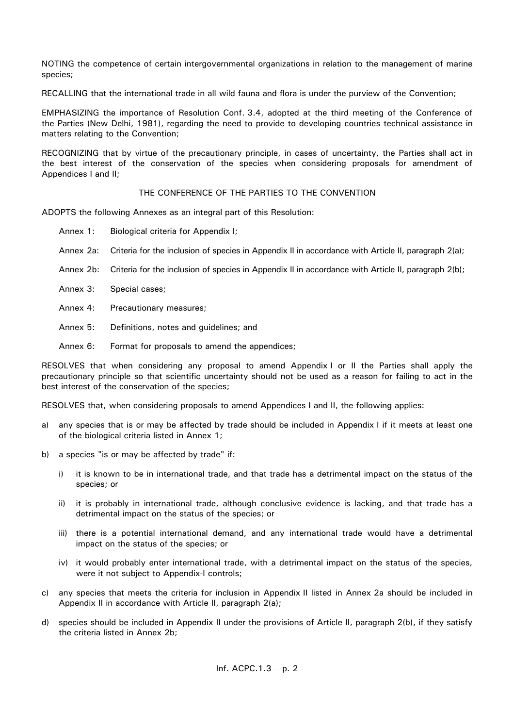NOTING the competence of certain intergovernmental organizations in relation to the management of marine species;

RECALLING that the international trade in all wild fauna and flora is under the purview of the Convention;

EMPHASIZING the importance of Resolution Conf. 3.4, adopted at the third meeting of the Conference of the Parties (New Delhi, 1981), regarding the need to provide to developing countries technical assistance in matters relating to the Convention;

RECOGNIZING that by virtue of the precautionary principle, in cases of uncertainty, the Parties shall act in the best interest of the conservation of the species when considering proposals for amendment of Appendices I and II;

THE CONFERENCE OF THE PARTIES TO THE CONVENTION

ADOPTS the following Annexes as an integral part of this Resolution:

- Annex 1: Biological criteria for Appendix I;
- Annex 2a: Criteria for the inclusion of species in Appendix II in accordance with Article II, paragraph 2(a);
- Annex 2b: Criteria for the inclusion of species in Appendix II in accordance with Article II, paragraph 2(b);
- Annex 3: Special cases;
- Annex 4: Precautionary measures;
- Annex 5: Definitions, notes and guidelines; and
- Annex 6: Format for proposals to amend the appendices;

RESOLVES that when considering any proposal to amend Appendix I or II the Parties shall apply the precautionary principle so that scientific uncertainty should not be used as a reason for failing to act in the best interest of the conservation of the species;

RESOLVES that, when considering proposals to amend Appendices I and II, the following applies:

a) any species that is or may be affected by trade should be included in Appendix I if it meets at least one of the biological criteria listed in Annex 1;

b) a species "is or may be affected by trade" if:

   i) it is known to be in international trade, and that trade has a detrimental impact on the status of the species; or

   ii) it is probably in international trade, although conclusive evidence is lacking, and that trade has a detrimental impact on the status of the species; or

   iii) there is a potential international demand, and any international trade would have a detrimental impact on the status of the species; or

   iv) it would probably enter international trade, with a detrimental impact on the status of the species, were it not subject to Appendix-I controls;

c) any species that meets the criteria for inclusion in Appendix II listed in Annex 2a should be included in Appendix II in accordance with Article II, paragraph 2(a);

d) species should be included in Appendix II under the provisions of Article II, paragraph 2(b), if they satisfy the criteria listed in Annex 2b;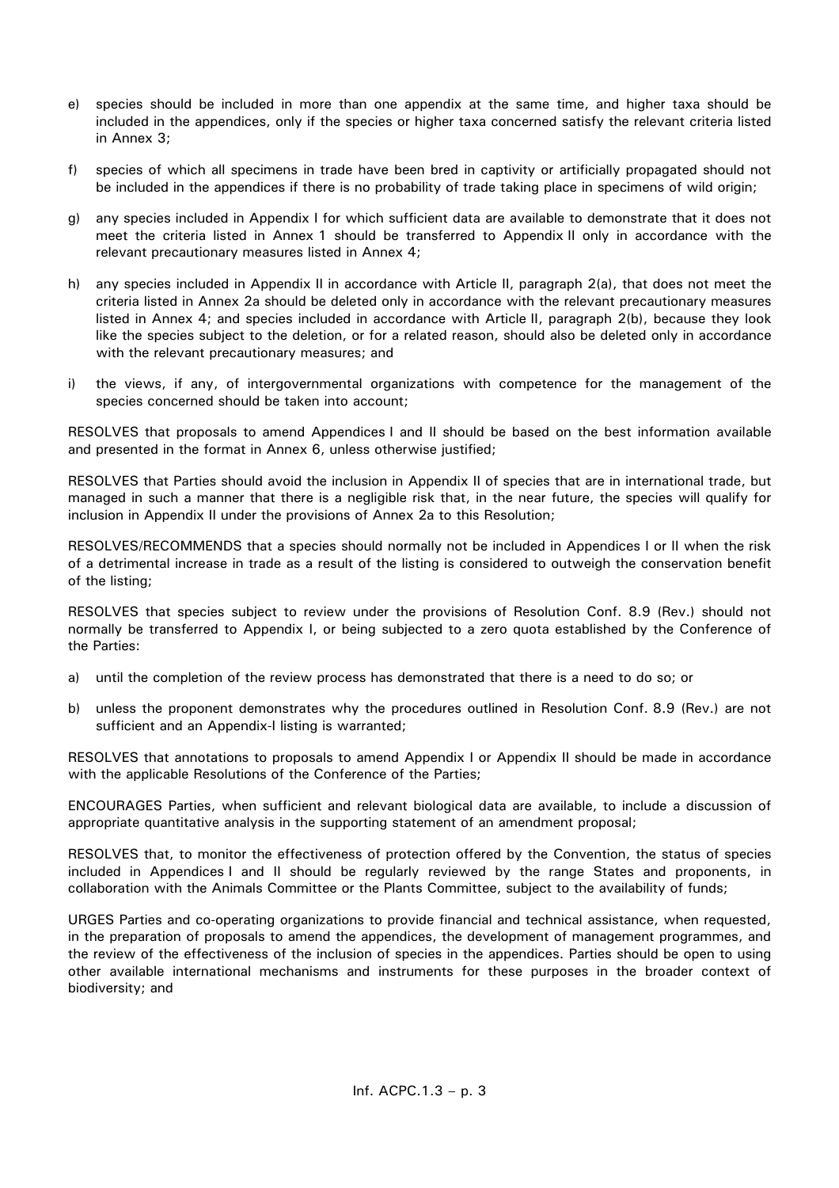e) species should be included in more than one appendix at the same time, and higher taxa should be included in the appendices, only if the species or higher taxa concerned satisfy the relevant criteria listed in Annex 3;

f) species of which all specimens in trade have been bred in captivity or artificially propagated should not be included in the appendices if there is no probability of trade taking place in specimens of wild origin;

g) any species included in Appendix I for which sufficient data are available to demonstrate that it does not meet the criteria listed in Annex 1 should be transferred to Appendix II only in accordance with the relevant precautionary measures listed in Annex 4;

h) any species included in Appendix II in accordance with Article II, paragraph 2(a), that does not meet the criteria listed in Annex 2a should be deleted only in accordance with the relevant precautionary measures listed in Annex 4; and species included in accordance with Article II, paragraph 2(b), because they look like the species subject to the deletion, or for a related reason, should also be deleted only in accordance with the relevant precautionary measures; and

i) the views, if any, of intergovernmental organizations with competence for the management of the species concerned should be taken into account;

RESOLVES that proposals to amend Appendices I and II should be based on the best information available and presented in the format in Annex 6, unless otherwise justified;

RESOLVES that Parties should avoid the inclusion in Appendix II of species that are in international trade, but managed in such a manner that there is a negligible risk that, in the near future, the species will qualify for inclusion in Appendix II under the provisions of Annex 2a to this Resolution;

RESOLVES/RECOMMENDS that a species should normally not be included in Appendices I or II when the risk of a detrimental increase in trade as a result of the listing is considered to outweigh the conservation benefit of the listing;

RESOLVES that species subject to review under the provisions of Resolution Conf. 8.9 (Rev.) should not normally be transferred to Appendix I, or being subjected to a zero quota established by the Conference of the Parties:

a) until the completion of the review process has demonstrated that there is a need to do so; or

b) unless the proponent demonstrates why the procedures outlined in Resolution Conf. 8.9 (Rev.) are not sufficient and an Appendix-I listing is warranted;

RESOLVES that annotations to proposals to amend Appendix I or Appendix II should be made in accordance with the applicable Resolutions of the Conference of the Parties;

ENCOURAGES Parties, when sufficient and relevant biological data are available, to include a discussion of appropriate quantitative analysis in the supporting statement of an amendment proposal;

RESOLVES that, to monitor the effectiveness of protection offered by the Convention, the status of species included in Appendices I and II should be regularly reviewed by the range States and proponents, in collaboration with the Animals Committee or the Plants Committee, subject to the availability of funds;

URGES Parties and co-operating organizations to provide financial and technical assistance, when requested, in the preparation of proposals to amend the appendices, the development of management programmes, and the review of the effectiveness of the inclusion of species in the appendices. Parties should be open to using other available international mechanisms and instruments for these purposes in the broader context of biodiversity; and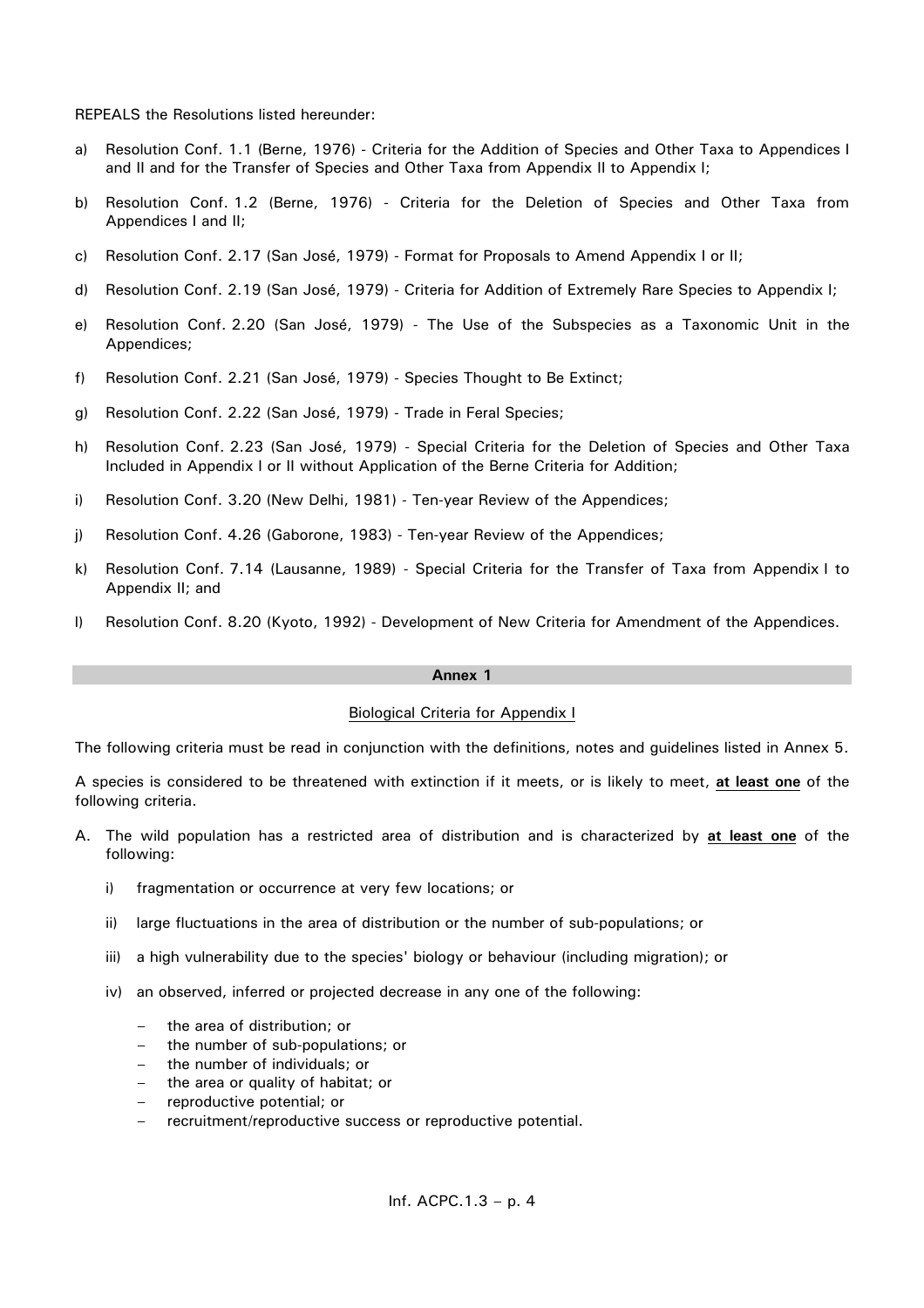REPEALS the Resolutions listed hereunder:

a) Resolution Conf. 1.1 (Berne, 1976) - Criteria for the Addition of Species and Other Taxa to Appendices I and II and for the Transfer of Species and Other Taxa from Appendix II to Appendix I;

b) Resolution Conf. 1.2 (Berne, 1976) - Criteria for the Deletion of Species and Other Taxa from Appendices I and II;

c) Resolution Conf. 2.17 (San José, 1979) - Format for Proposals to Amend Appendix I or II;

d) Resolution Conf. 2.19 (San José, 1979) - Criteria for Addition of Extremely Rare Species to Appendix I;

e) Resolution Conf. 2.20 (San José, 1979) - The Use of the Subspecies as a Taxonomic Unit in the Appendices;

f) Resolution Conf. 2.21 (San José, 1979) - Species Thought to Be Extinct;

g) Resolution Conf. 2.22 (San José, 1979) - Trade in Feral Species;

h) Resolution Conf. 2.23 (San José, 1979) - Special Criteria for the Deletion of Species and Other Taxa Included in Appendix I or II without Application of the Berne Criteria for Addition;

i) Resolution Conf. 3.20 (New Delhi, 1981) - Ten-year Review of the Appendices;

j) Resolution Conf. 4.26 (Gaborone, 1983) - Ten-year Review of the Appendices;

k) Resolution Conf. 7.14 (Lausanne, 1989) - Special Criteria for the Transfer of Taxa from Appendix I to Appendix II; and

l) Resolution Conf. 8.20 (Kyoto, 1992) - Development of New Criteria for Amendment of the Appendices.

## Annex 1

### Biological Criteria for Appendix I

The following criteria must be read in conjunction with the definitions, notes and guidelines listed in Annex 5.

A species is considered to be threatened with extinction if it meets, or is likely to meet, **at least one** of the following criteria.

A. The wild population has a restricted area of distribution and is characterized by **at least one** of the following:

   i) fragmentation or occurrence at very few locations; or

   ii) large fluctuations in the area of distribution or the number of sub-populations; or

   iii) a high vulnerability due to the species' biology or behaviour (including migration); or

   iv) an observed, inferred or projected decrease in any one of the following:

   - the area of distribution; or
   - the number of sub-populations; or
   - the number of individuals; or
   - the area or quality of habitat; or
   - reproductive potential; or
   - recruitment/reproductive success or reproductive potential.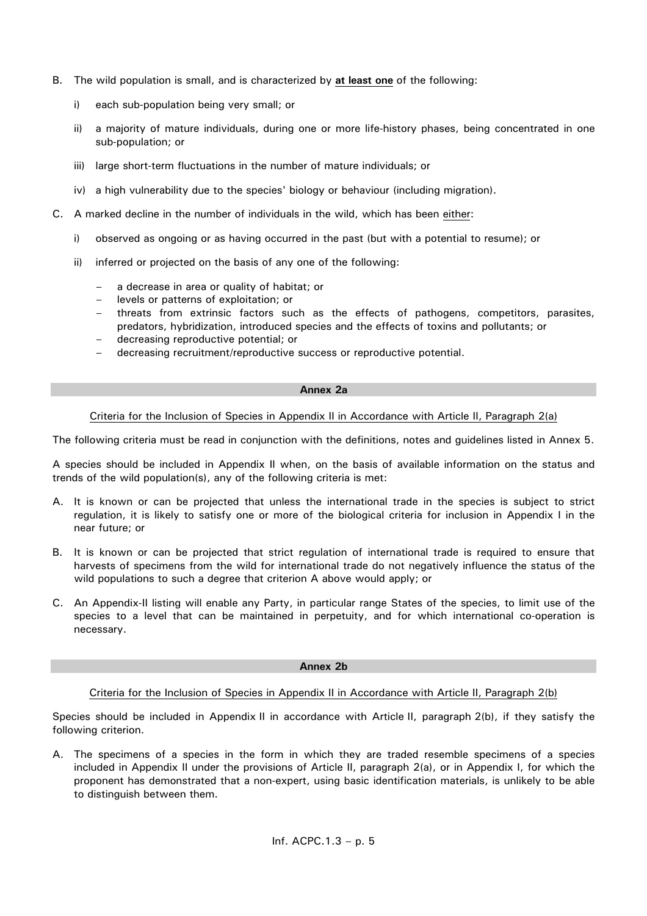B. The wild population is small, and is characterized by **at least one** of the following:

   i) each sub-population being very small; or

   ii) a majority of mature individuals, during one or more life-history phases, being concentrated in one sub-population; or

   iii) large short-term fluctuations in the number of mature individuals; or

   iv) a high vulnerability due to the species' biology or behaviour (including migration).

C. A marked decline in the number of individuals in the wild, which has been either:

   i) observed as ongoing or as having occurred in the past (but with a potential to resume); or

   ii) inferred or projected on the basis of any one of the following:

      - a decrease in area or quality of habitat; or
      - levels or patterns of exploitation; or
      - threats from extrinsic factors such as the effects of pathogens, competitors, parasites, predators, hybridization, introduced species and the effects of toxins and pollutants; or
      - decreasing reproductive potential; or
      - decreasing recruitment/reproductive success or reproductive potential.

## Annex 2a

Criteria for the Inclusion of Species in Appendix II in Accordance with Article II, Paragraph 2(a)

The following criteria must be read in conjunction with the definitions, notes and guidelines listed in Annex 5.

A species should be included in Appendix II when, on the basis of available information on the status and trends of the wild population(s), any of the following criteria is met:

A. It is known or can be projected that unless the international trade in the species is subject to strict regulation, it is likely to satisfy one or more of the biological criteria for inclusion in Appendix I in the near future; or

B. It is known or can be projected that strict regulation of international trade is required to ensure that harvests of specimens from the wild for international trade do not negatively influence the status of the wild populations to such a degree that criterion A above would apply; or

C. An Appendix-II listing will enable any Party, in particular range States of the species, to limit use of the species to a level that can be maintained in perpetuity, and for which international co-operation is necessary.

## Annex 2b

Criteria for the Inclusion of Species in Appendix II in Accordance with Article II, Paragraph 2(b)

Species should be included in Appendix II in accordance with Article II, paragraph 2(b), if they satisfy the following criterion.

A. The specimens of a species in the form in which they are traded resemble specimens of a species included in Appendix II under the provisions of Article II, paragraph 2(a), or in Appendix I, for which the proponent has demonstrated that a non-expert, using basic identification materials, is unlikely to be able to distinguish between them.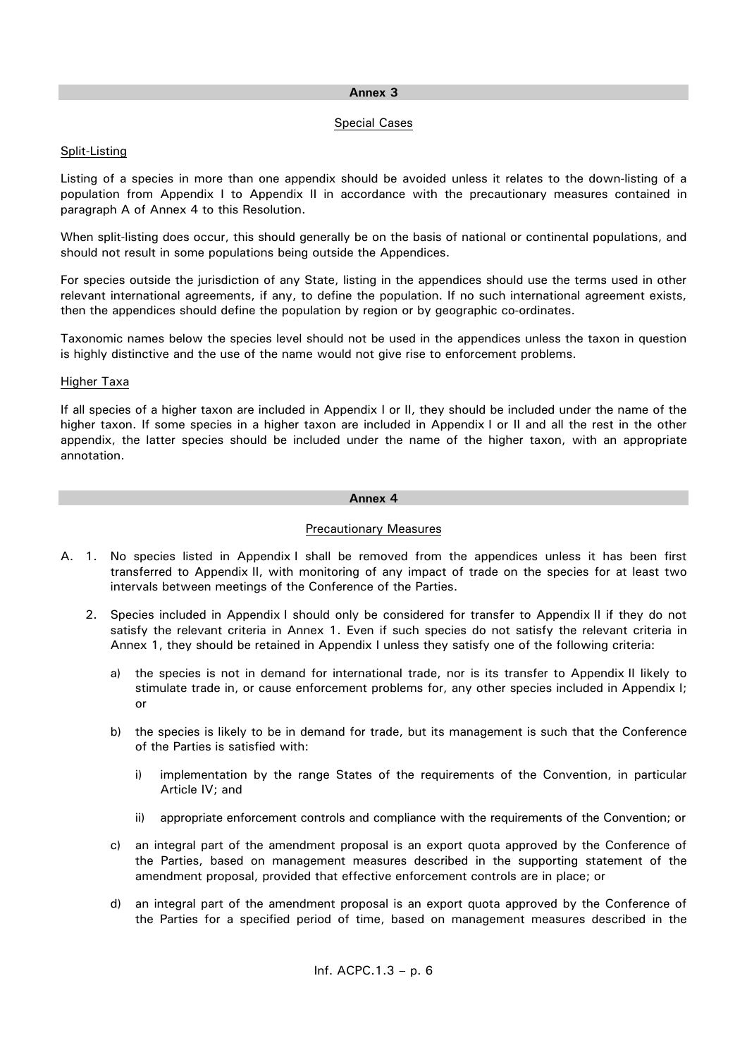## Annex 3

### Special Cases

#### Split-Listing

Listing of a species in more than one appendix should be avoided unless it relates to the down-listing of a population from Appendix I to Appendix II in accordance with the precautionary measures contained in paragraph A of Annex 4 to this Resolution.

When split-listing does occur, this should generally be on the basis of national or continental populations, and should not result in some populations being outside the Appendices.

For species outside the jurisdiction of any State, listing in the appendices should use the terms used in other relevant international agreements, if any, to define the population. If no such international agreement exists, then the appendices should define the population by region or by geographic co-ordinates.

Taxonomic names below the species level should not be used in the appendices unless the taxon in question is highly distinctive and the use of the name would not give rise to enforcement problems.

#### Higher Taxa

If all species of a higher taxon are included in Appendix I or II, they should be included under the name of the higher taxon. If some species in a higher taxon are included in Appendix I or II and all the rest in the other appendix, the latter species should be included under the name of the higher taxon, with an appropriate annotation.

## Annex 4

### Precautionary Measures

A. 1. No species listed in Appendix I shall be removed from the appendices unless it has been first transferred to Appendix II, with monitoring of any impact of trade on the species for at least two intervals between meetings of the Conference of the Parties.

2. Species included in Appendix I should only be considered for transfer to Appendix II if they do not satisfy the relevant criteria in Annex 1. Even if such species do not satisfy the relevant criteria in Annex 1, they should be retained in Appendix I unless they satisfy one of the following criteria:

   a) the species is not in demand for international trade, nor is its transfer to Appendix II likely to stimulate trade in, or cause enforcement problems for, any other species included in Appendix I; or

   b) the species is likely to be in demand for trade, but its management is such that the Conference of the Parties is satisfied with:

      i) implementation by the range States of the requirements of the Convention, in particular Article IV; and

      ii) appropriate enforcement controls and compliance with the requirements of the Convention; or

   c) an integral part of the amendment proposal is an export quota approved by the Conference of the Parties, based on management measures described in the supporting statement of the amendment proposal, provided that effective enforcement controls are in place; or

   d) an integral part of the amendment proposal is an export quota approved by the Conference of the Parties for a specified period of time, based on management measures described in the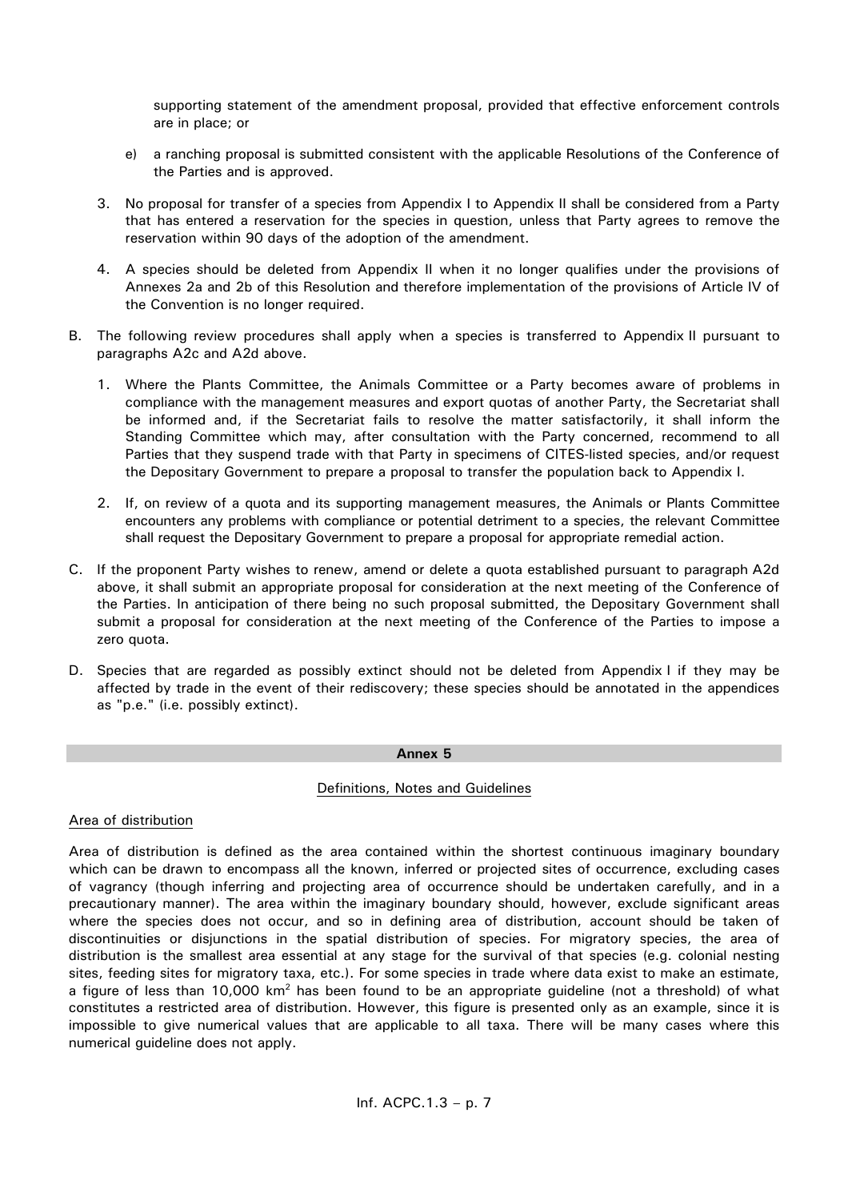supporting statement of the amendment proposal, provided that effective enforcement controls are in place; or

e) a ranching proposal is submitted consistent with the applicable Resolutions of the Conference of the Parties and is approved.

3. No proposal for transfer of a species from Appendix I to Appendix II shall be considered from a Party that has entered a reservation for the species in question, unless that Party agrees to remove the reservation within 90 days of the adoption of the amendment.

4. A species should be deleted from Appendix II when it no longer qualifies under the provisions of Annexes 2a and 2b of this Resolution and therefore implementation of the provisions of Article IV of the Convention is no longer required.

B. The following review procedures shall apply when a species is transferred to Appendix II pursuant to paragraphs A2c and A2d above.

1. Where the Plants Committee, the Animals Committee or a Party becomes aware of problems in compliance with the management measures and export quotas of another Party, the Secretariat shall be informed and, if the Secretariat fails to resolve the matter satisfactorily, it shall inform the Standing Committee which may, after consultation with the Party concerned, recommend to all Parties that they suspend trade with that Party in specimens of CITES-listed species, and/or request the Depositary Government to prepare a proposal to transfer the population back to Appendix I.

2. If, on review of a quota and its supporting management measures, the Animals or Plants Committee encounters any problems with compliance or potential detriment to a species, the relevant Committee shall request the Depositary Government to prepare a proposal for appropriate remedial action.

C. If the proponent Party wishes to renew, amend or delete a quota established pursuant to paragraph A2d above, it shall submit an appropriate proposal for consideration at the next meeting of the Conference of the Parties. In anticipation of there being no such proposal submitted, the Depositary Government shall submit a proposal for consideration at the next meeting of the Conference of the Parties to impose a zero quota.

D. Species that are regarded as possibly extinct should not be deleted from Appendix I if they may be affected by trade in the event of their rediscovery; these species should be annotated in the appendices as "p.e." (i.e. possibly extinct).

## Annex 5

### Definitions, Notes and Guidelines

#### Area of distribution

Area of distribution is defined as the area contained within the shortest continuous imaginary boundary which can be drawn to encompass all the known, inferred or projected sites of occurrence, excluding cases of vagrancy (though inferring and projecting area of occurrence should be undertaken carefully, and in a precautionary manner). The area within the imaginary boundary should, however, exclude significant areas where the species does not occur, and so in defining area of distribution, account should be taken of discontinuities or disjunctions in the spatial distribution of species. For migratory species, the area of distribution is the smallest area essential at any stage for the survival of that species (e.g. colonial nesting sites, feeding sites for migratory taxa, etc.). For some species in trade where data exist to make an estimate, a figure of less than 10,000 $km^2$ has been found to be an appropriate guideline (not a threshold) of what constitutes a restricted area of distribution. However, this figure is presented only as an example, since it is impossible to give numerical values that are applicable to all taxa. There will be many cases where this numerical guideline does not apply.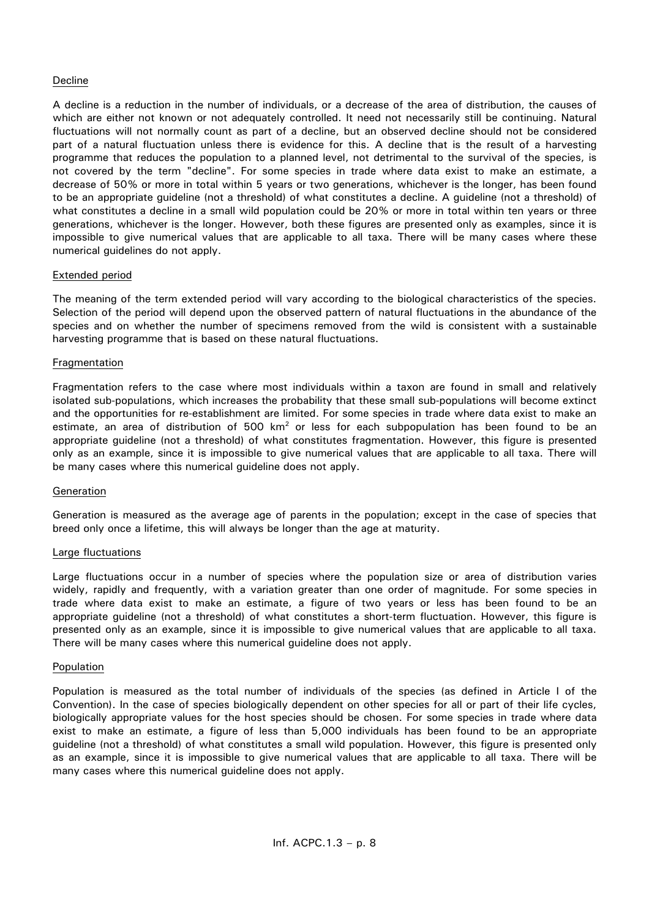Decline

A decline is a reduction in the number of individuals, or a decrease of the area of distribution, the causes of which are either not known or not adequately controlled. It need not necessarily still be continuing. Natural fluctuations will not normally count as part of a decline, but an observed decline should not be considered part of a natural fluctuation unless there is evidence for this. A decline that is the result of a harvesting programme that reduces the population to a planned level, not detrimental to the survival of the species, is not covered by the term "decline". For some species in trade where data exist to make an estimate, a decrease of 50% or more in total within 5 years or two generations, whichever is the longer, has been found to be an appropriate guideline (not a threshold) of what constitutes a decline. A guideline (not a threshold) of what constitutes a decline in a small wild population could be 20% or more in total within ten years or three generations, whichever is the longer. However, both these figures are presented only as examples, since it is impossible to give numerical values that are applicable to all taxa. There will be many cases where these numerical guidelines do not apply.

Extended period

The meaning of the term extended period will vary according to the biological characteristics of the species. Selection of the period will depend upon the observed pattern of natural fluctuations in the abundance of the species and on whether the number of specimens removed from the wild is consistent with a sustainable harvesting programme that is based on these natural fluctuations.

Fragmentation

Fragmentation refers to the case where most individuals within a taxon are found in small and relatively isolated sub-populations, which increases the probability that these small sub-populations will become extinct and the opportunities for re-establishment are limited. For some species in trade where data exist to make an estimate, an area of distribution of 500 $km^2$ or less for each subpopulation has been found to be an appropriate guideline (not a threshold) of what constitutes fragmentation. However, this figure is presented only as an example, since it is impossible to give numerical values that are applicable to all taxa. There will be many cases where this numerical guideline does not apply.

Generation

Generation is measured as the average age of parents in the population; except in the case of species that breed only once a lifetime, this will always be longer than the age at maturity.

Large fluctuations

Large fluctuations occur in a number of species where the population size or area of distribution varies widely, rapidly and frequently, with a variation greater than one order of magnitude. For some species in trade where data exist to make an estimate, a figure of two years or less has been found to be an appropriate guideline (not a threshold) of what constitutes a short-term fluctuation. However, this figure is presented only as an example, since it is impossible to give numerical values that are applicable to all taxa. There will be many cases where this numerical guideline does not apply.

Population

Population is measured as the total number of individuals of the species (as defined in Article I of the Convention). In the case of species biologically dependent on other species for all or part of their life cycles, biologically appropriate values for the host species should be chosen. For some species in trade where data exist to make an estimate, a figure of less than 5,000 individuals has been found to be an appropriate guideline (not a threshold) of what constitutes a small wild population. However, this figure is presented only as an example, since it is impossible to give numerical values that are applicable to all taxa. There will be many cases where this numerical guideline does not apply.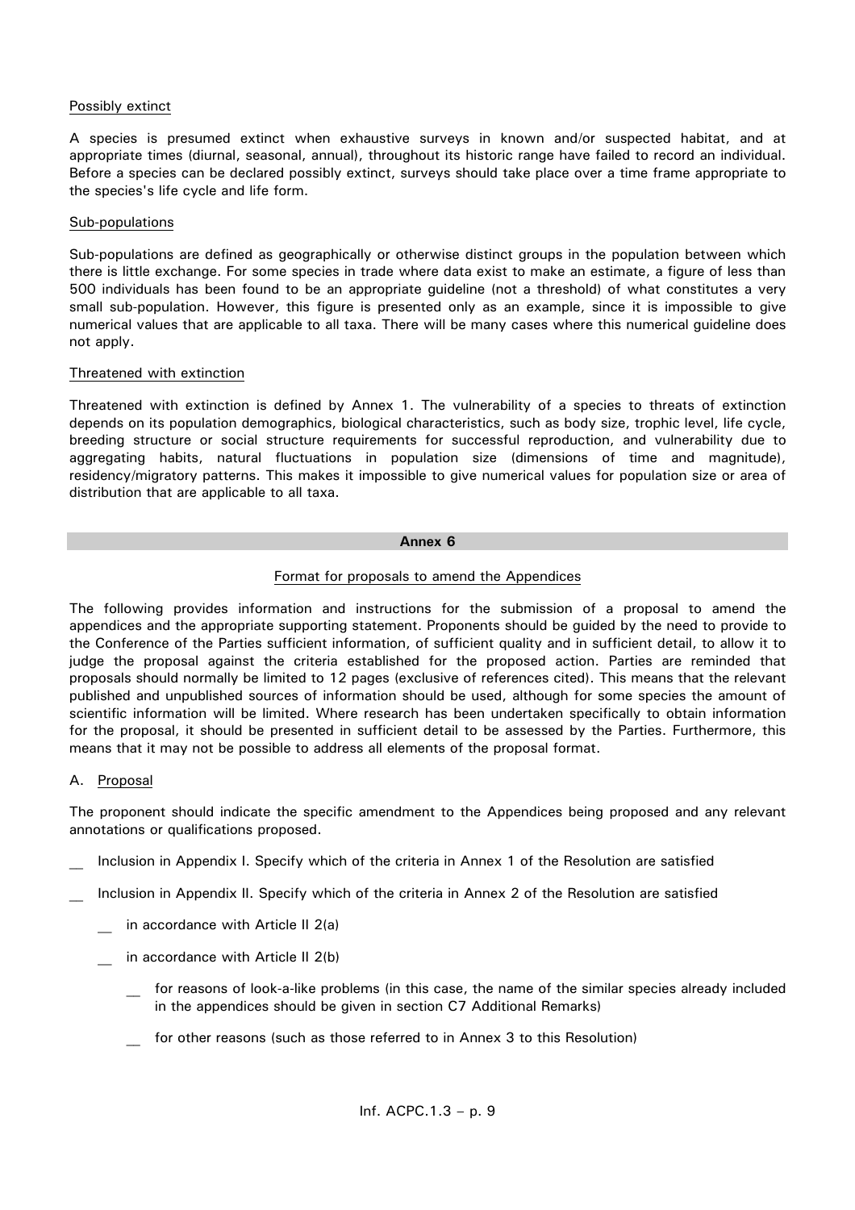Possibly extinct

A species is presumed extinct when exhaustive surveys in known and/or suspected habitat, and at appropriate times (diurnal, seasonal, annual), throughout its historic range have failed to record an individual. Before a species can be declared possibly extinct, surveys should take place over a time frame appropriate to the species's life cycle and life form.

Sub-populations

Sub-populations are defined as geographically or otherwise distinct groups in the population between which there is little exchange. For some species in trade where data exist to make an estimate, a figure of less than 500 individuals has been found to be an appropriate guideline (not a threshold) of what constitutes a very small sub-population. However, this figure is presented only as an example, since it is impossible to give numerical values that are applicable to all taxa. There will be many cases where this numerical guideline does not apply.

Threatened with extinction

Threatened with extinction is defined by Annex 1. The vulnerability of a species to threats of extinction depends on its population demographics, biological characteristics, such as body size, trophic level, life cycle, breeding structure or social structure requirements for successful reproduction, and vulnerability due to aggregating habits, natural fluctuations in population size (dimensions of time and magnitude), residency/migratory patterns. This makes it impossible to give numerical values for population size or area of distribution that are applicable to all taxa.

## Annex 6

Format for proposals to amend the Appendices

The following provides information and instructions for the submission of a proposal to amend the appendices and the appropriate supporting statement. Proponents should be guided by the need to provide to the Conference of the Parties sufficient information, of sufficient quality and in sufficient detail, to allow it to judge the proposal against the criteria established for the proposed action. Parties are reminded that proposals should normally be limited to 12 pages (exclusive of references cited). This means that the relevant published and unpublished sources of information should be used, although for some species the amount of scientific information will be limited. Where research has been undertaken specifically to obtain information for the proposal, it should be presented in sufficient detail to be assessed by the Parties. Furthermore, this means that it may not be possible to address all elements of the proposal format.

A. Proposal

The proponent should indicate the specific amendment to the Appendices being proposed and any relevant annotations or qualifications proposed.

__ Inclusion in Appendix I. Specify which of the criteria in Annex 1 of the Resolution are satisfied

__ Inclusion in Appendix II. Specify which of the criteria in Annex 2 of the Resolution are satisfied

  __ in accordance with Article II 2(a)

  __ in accordance with Article II 2(b)

    __ for reasons of look-a-like problems (in this case, the name of the similar species already included in the appendices should be given in section C7 Additional Remarks)

    __ for other reasons (such as those referred to in Annex 3 to this Resolution)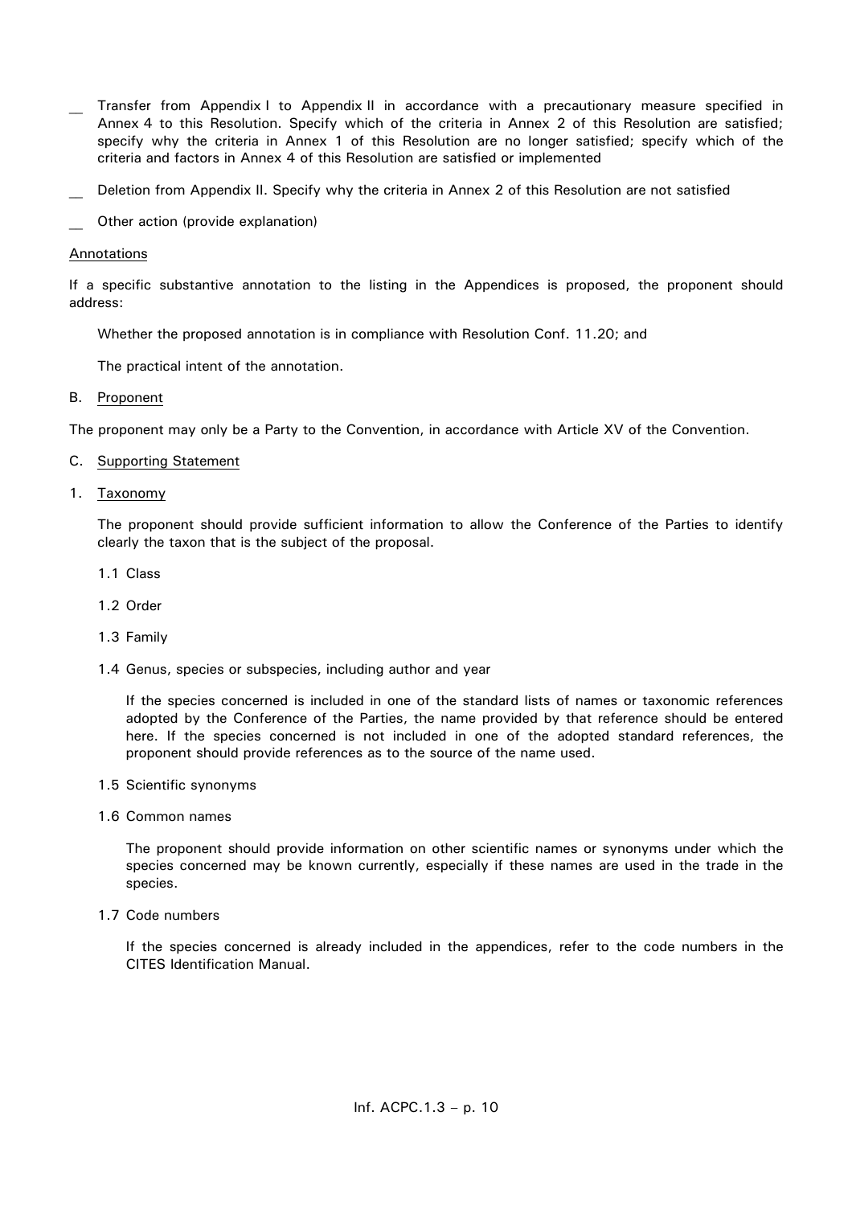\_\_ Transfer from Appendix I to Appendix II in accordance with a precautionary measure specified in Annex 4 to this Resolution. Specify which of the criteria in Annex 2 of this Resolution are satisfied; specify why the criteria in Annex 1 of this Resolution are no longer satisfied; specify which of the criteria and factors in Annex 4 of this Resolution are satisfied or implemented

\_\_ Deletion from Appendix II. Specify why the criteria in Annex 2 of this Resolution are not satisfied

\_\_ Other action (provide explanation)

<u>Annotations</u>

If a specific substantive annotation to the listing in the Appendices is proposed, the proponent should address:

Whether the proposed annotation is in compliance with Resolution Conf. 11.20; and

The practical intent of the annotation.

B. <u>Proponent</u>

The proponent may only be a Party to the Convention, in accordance with Article XV of the Convention.

C. <u>Supporting Statement</u>

1. <u>Taxonomy</u>

   The proponent should provide sufficient information to allow the Conference of the Parties to identify clearly the taxon that is the subject of the proposal.

   1.1 Class

   1.2 Order

   1.3 Family

   1.4 Genus, species or subspecies, including author and year

      If the species concerned is included in one of the standard lists of names or taxonomic references adopted by the Conference of the Parties, the name provided by that reference should be entered here. If the species concerned is not included in one of the adopted standard references, the proponent should provide references as to the source of the name used.

   1.5 Scientific synonyms

   1.6 Common names

      The proponent should provide information on other scientific names or synonyms under which the species concerned may be known currently, especially if these names are used in the trade in the species.

   1.7 Code numbers

      If the species concerned is already included in the appendices, refer to the code numbers in the CITES Identification Manual.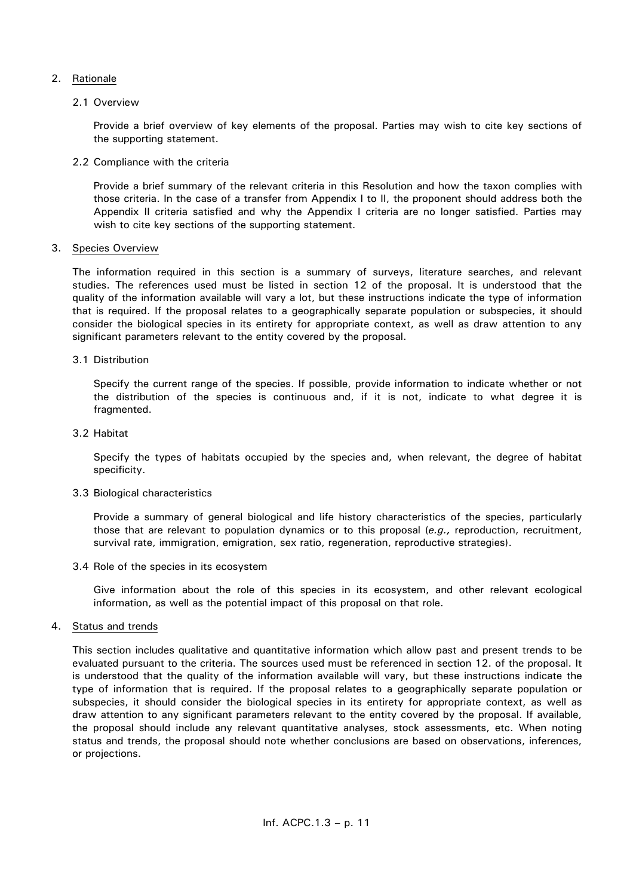2. <u>Rationale</u>

   2.1 Overview

   Provide a brief overview of key elements of the proposal. Parties may wish to cite key sections of the supporting statement.

   2.2 Compliance with the criteria

   Provide a brief summary of the relevant criteria in this Resolution and how the taxon complies with those criteria. In the case of a transfer from Appendix I to II, the proponent should address both the Appendix II criteria satisfied and why the Appendix I criteria are no longer satisfied. Parties may wish to cite key sections of the supporting statement.

3. <u>Species Overview</u>

   The information required in this section is a summary of surveys, literature searches, and relevant studies. The references used must be listed in section 12 of the proposal. It is understood that the quality of the information available will vary a lot, but these instructions indicate the type of information that is required. If the proposal relates to a geographically separate population or subspecies, it should consider the biological species in its entirety for appropriate context, as well as draw attention to any significant parameters relevant to the entity covered by the proposal.

   3.1 Distribution

   Specify the current range of the species. If possible, provide information to indicate whether or not the distribution of the species is continuous and, if it is not, indicate to what degree it is fragmented.

   3.2 Habitat

   Specify the types of habitats occupied by the species and, when relevant, the degree of habitat specificity.

   3.3 Biological characteristics

   Provide a summary of general biological and life history characteristics of the species, particularly those that are relevant to population dynamics or to this proposal (*e.g.,* reproduction, recruitment, survival rate, immigration, emigration, sex ratio, regeneration, reproductive strategies).

   3.4 Role of the species in its ecosystem

   Give information about the role of this species in its ecosystem, and other relevant ecological information, as well as the potential impact of this proposal on that role.

4. <u>Status and trends</u>

   This section includes qualitative and quantitative information which allow past and present trends to be evaluated pursuant to the criteria. The sources used must be referenced in section 12. of the proposal. It is understood that the quality of the information available will vary, but these instructions indicate the type of information that is required. If the proposal relates to a geographically separate population or subspecies, it should consider the biological species in its entirety for appropriate context, as well as draw attention to any significant parameters relevant to the entity covered by the proposal. If available, the proposal should include any relevant quantitative analyses, stock assessments, etc. When noting status and trends, the proposal should note whether conclusions are based on observations, inferences, or projections.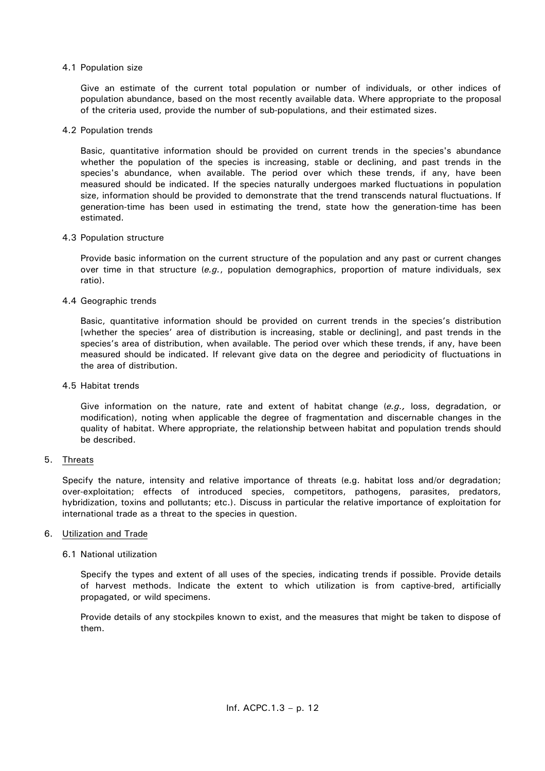### 4.1 Population size

Give an estimate of the current total population or number of individuals, or other indices of population abundance, based on the most recently available data. Where appropriate to the proposal of the criteria used, provide the number of sub-populations, and their estimated sizes.

### 4.2 Population trends

Basic, quantitative information should be provided on current trends in the species's abundance whether the population of the species is increasing, stable or declining, and past trends in the species's abundance, when available. The period over which these trends, if any, have been measured should be indicated. If the species naturally undergoes marked fluctuations in population size, information should be provided to demonstrate that the trend transcends natural fluctuations. If generation-time has been used in estimating the trend, state how the generation-time has been estimated.

### 4.3 Population structure

Provide basic information on the current structure of the population and any past or current changes over time in that structure (*e.g.*, population demographics, proportion of mature individuals, sex ratio).

### 4.4 Geographic trends

Basic, quantitative information should be provided on current trends in the species's distribution [whether the species' area of distribution is increasing, stable or declining], and past trends in the species's area of distribution, when available. The period over which these trends, if any, have been measured should be indicated. If relevant give data on the degree and periodicity of fluctuations in the area of distribution.

### 4.5 Habitat trends

Give information on the nature, rate and extent of habitat change (*e.g.,* loss, degradation, or modification), noting when applicable the degree of fragmentation and discernable changes in the quality of habitat. Where appropriate, the relationship between habitat and population trends should be described.

## 5. <u>Threats</u>

Specify the nature, intensity and relative importance of threats (e.g. habitat loss and/or degradation; over-exploitation; effects of introduced species, competitors, pathogens, parasites, predators, hybridization, toxins and pollutants; etc.). Discuss in particular the relative importance of exploitation for international trade as a threat to the species in question.

## 6. <u>Utilization and Trade</u>

### 6.1 National utilization

Specify the types and extent of all uses of the species, indicating trends if possible. Provide details of harvest methods. Indicate the extent to which utilization is from captive-bred, artificially propagated, or wild specimens.

Provide details of any stockpiles known to exist, and the measures that might be taken to dispose of them.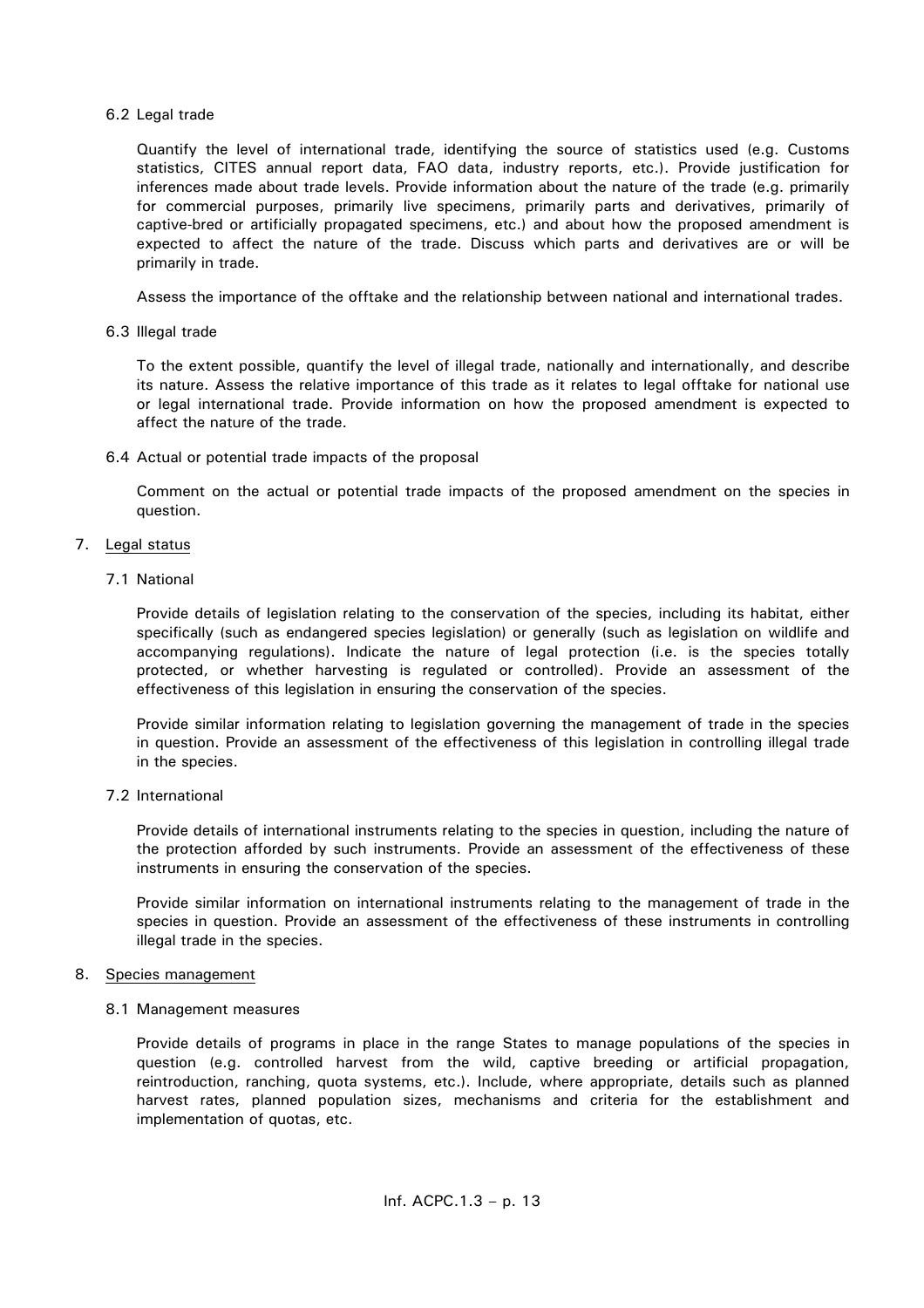### 6.2 Legal trade

Quantify the level of international trade, identifying the source of statistics used (e.g. Customs statistics, CITES annual report data, FAO data, industry reports, etc.). Provide justification for inferences made about trade levels. Provide information about the nature of the trade (e.g. primarily for commercial purposes, primarily live specimens, primarily parts and derivatives, primarily of captive-bred or artificially propagated specimens, etc.) and about how the proposed amendment is expected to affect the nature of the trade. Discuss which parts and derivatives are or will be primarily in trade.

Assess the importance of the offtake and the relationship between national and international trades.

### 6.3 Illegal trade

To the extent possible, quantify the level of illegal trade, nationally and internationally, and describe its nature. Assess the relative importance of this trade as it relates to legal offtake for national use or legal international trade. Provide information on how the proposed amendment is expected to affect the nature of the trade.

### 6.4 Actual or potential trade impacts of the proposal

Comment on the actual or potential trade impacts of the proposed amendment on the species in question.

## 7. Legal status

### 7.1 National

Provide details of legislation relating to the conservation of the species, including its habitat, either specifically (such as endangered species legislation) or generally (such as legislation on wildlife and accompanying regulations). Indicate the nature of legal protection (i.e. is the species totally protected, or whether harvesting is regulated or controlled). Provide an assessment of the effectiveness of this legislation in ensuring the conservation of the species.

Provide similar information relating to legislation governing the management of trade in the species in question. Provide an assessment of the effectiveness of this legislation in controlling illegal trade in the species.

### 7.2 International

Provide details of international instruments relating to the species in question, including the nature of the protection afforded by such instruments. Provide an assessment of the effectiveness of these instruments in ensuring the conservation of the species.

Provide similar information on international instruments relating to the management of trade in the species in question. Provide an assessment of the effectiveness of these instruments in controlling illegal trade in the species.

## 8. Species management

### 8.1 Management measures

Provide details of programs in place in the range States to manage populations of the species in question (e.g. controlled harvest from the wild, captive breeding or artificial propagation, reintroduction, ranching, quota systems, etc.). Include, where appropriate, details such as planned harvest rates, planned population sizes, mechanisms and criteria for the establishment and implementation of quotas, etc.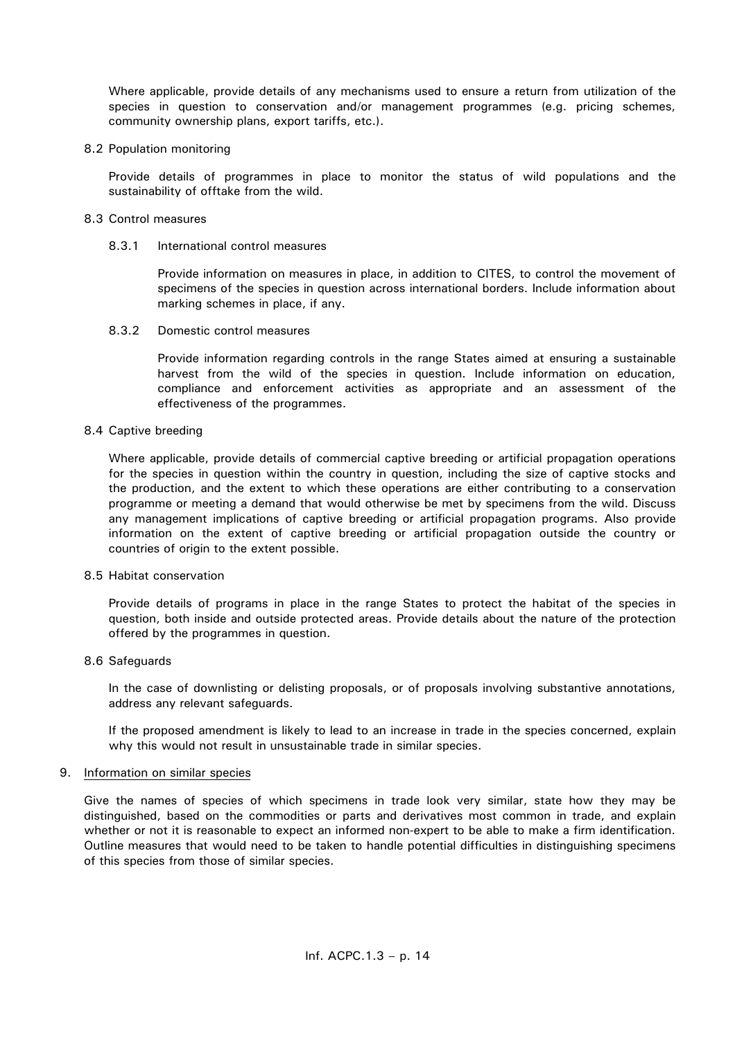Where applicable, provide details of any mechanisms used to ensure a return from utilization of the species in question to conservation and/or management programmes (e.g. pricing schemes, community ownership plans, export tariffs, etc.).

8.2 Population monitoring

Provide details of programmes in place to monitor the status of wild populations and the sustainability of offtake from the wild.

8.3 Control measures

8.3.1 International control measures

Provide information on measures in place, in addition to CITES, to control the movement of specimens of the species in question across international borders. Include information about marking schemes in place, if any.

8.3.2 Domestic control measures

Provide information regarding controls in the range States aimed at ensuring a sustainable harvest from the wild of the species in question. Include information on education, compliance and enforcement activities as appropriate and an assessment of the effectiveness of the programmes.

8.4 Captive breeding

Where applicable, provide details of commercial captive breeding or artificial propagation operations for the species in question within the country in question, including the size of captive stocks and the production, and the extent to which these operations are either contributing to a conservation programme or meeting a demand that would otherwise be met by specimens from the wild. Discuss any management implications of captive breeding or artificial propagation programs. Also provide information on the extent of captive breeding or artificial propagation outside the country or countries of origin to the extent possible.

8.5 Habitat conservation

Provide details of programs in place in the range States to protect the habitat of the species in question, both inside and outside protected areas. Provide details about the nature of the protection offered by the programmes in question.

8.6 Safeguards

In the case of downlisting or delisting proposals, or of proposals involving substantive annotations, address any relevant safeguards.

If the proposed amendment is likely to lead to an increase in trade in the species concerned, explain why this would not result in unsustainable trade in similar species.

9. Information on similar species

Give the names of species of which specimens in trade look very similar, state how they may be distinguished, based on the commodities or parts and derivatives most common in trade, and explain whether or not it is reasonable to expect an informed non-expert to be able to make a firm identification. Outline measures that would need to be taken to handle potential difficulties in distinguishing specimens of this species from those of similar species.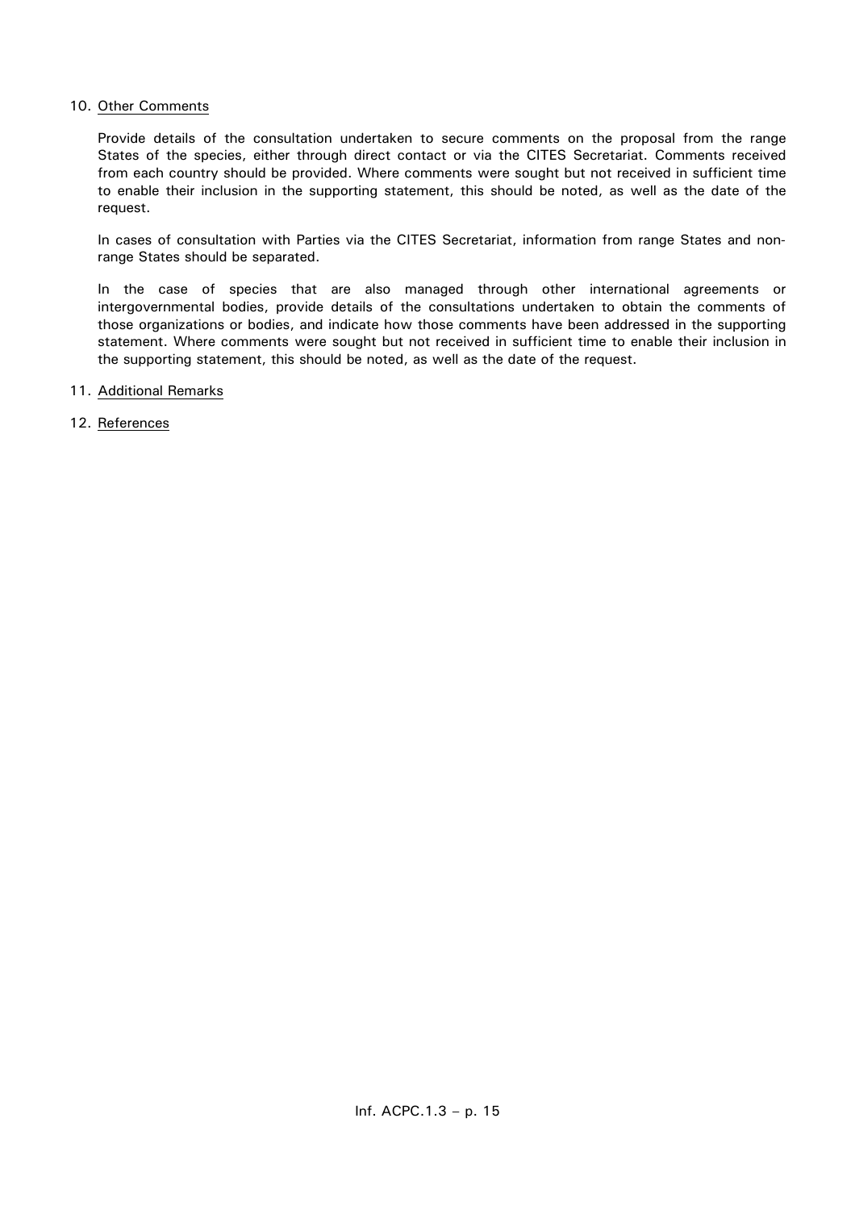10. Other Comments

    Provide details of the consultation undertaken to secure comments on the proposal from the range States of the species, either through direct contact or via the CITES Secretariat. Comments received from each country should be provided. Where comments were sought but not received in sufficient time to enable their inclusion in the supporting statement, this should be noted, as well as the date of the request.

    In cases of consultation with Parties via the CITES Secretariat, information from range States and non-range States should be separated.

    In the case of species that are also managed through other international agreements or intergovernmental bodies, provide details of the consultations undertaken to obtain the comments of those organizations or bodies, and indicate how those comments have been addressed in the supporting statement. Where comments were sought but not received in sufficient time to enable their inclusion in the supporting statement, this should be noted, as well as the date of the request.

11. Additional Remarks

12. References